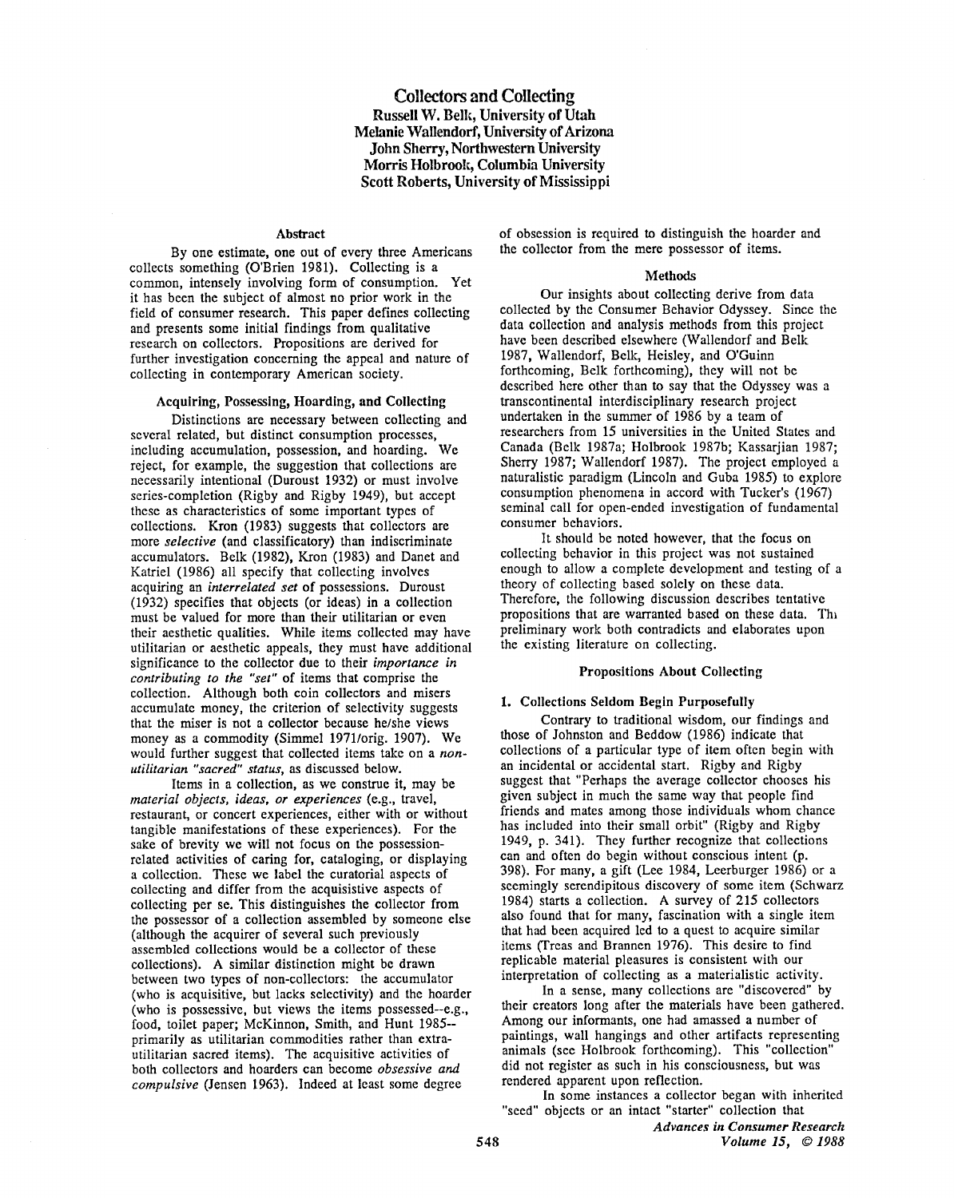# Collectors and Collecting

**Russell W. Belk, University of Utah**
**Melanie Wallendorf, University of Arizona**
**John Sherry, Northwestern University**
**Morris Holbrook, Columbia University**
**Scott Roberts, University of Mississippi**

## Abstract

By one estimate, one out of every three Americans collects something (O'Brien 1981). Collecting is a common, intensely involving form of consumption. Yet it has been the subject of almost no prior work in the field of consumer research. This paper defines collecting and presents some initial findings from qualitative research on collectors. Propositions are derived for further investigation concerning the appeal and nature of collecting in contemporary American society.

## Acquiring, Possessing, Hoarding, and Collecting

Distinctions are necessary between collecting and several related, but distinct consumption processes, including accumulation, possession, and hoarding. We reject, for example, the suggestion that collections are necessarily intentional (Durost 1932) or must involve series-completion (Rigby and Rigby 1949), but accept these as characteristics of some important types of collections. Kron (1983) suggests that collectors are more *selective* (and classificatory) than indiscriminate accumulators. Belk (1982), Kron (1983) and Danet and Katriel (1986) all specify that collecting involves acquiring an *interrelated set* of possessions. Durost (1932) specifies that objects (or ideas) in a collection must be valued for more than their utilitarian or even their aesthetic qualities. While items collected may have utilitarian or aesthetic appeals, they must have additional significance to the collector due to their *importance in contributing to the "set"* of items that comprise the collection. Although both coin collectors and misers accumulate money, the criterion of selectivity suggests that the miser is not a collector because he/she views money as a commodity (Simmel 1971/orig. 1907). We would further suggest that collected items take on a *non-utilitarian "sacred" status*, as discussed below.

Items in a collection, as we construe it, may be *material objects, ideas, or experiences* (e.g., travel, restaurant, or concert experiences, either with or without tangible manifestations of these experiences). For the sake of brevity we will not focus on the possession-related activities of caring for, cataloging, or displaying a collection. These we label the curatorial aspects of collecting and differ from the acquisitive aspects of collecting per se. This distinguishes the collector from the possessor of a collection assembled by someone else (although the acquirer of several such previously assembled collections would be a collector of these collections). A similar distinction might be drawn between two types of non-collectors: the accumulator (who is acquisitive, but lacks selectivity) and the hoarder (who is possessive, but views the items possessed--e.g., food, toilet paper; McKinnon, Smith, and Hunt 1985--primarily as utilitarian commodities rather than extra-utilitarian sacred items). The acquisitive activities of both collectors and hoarders can become *obsessive and compulsive* (Jensen 1963). Indeed at least some degree of obsession is required to distinguish the hoarder and the collector from the mere possessor of items.

## Methods

Our insights about collecting derive from data collected by the Consumer Behavior Odyssey. Since the data collection and analysis methods from this project have been described elsewhere (Wallendorf and Belk 1987, Wallendorf, Belk, Heisley, and O'Guinn forthcoming, Belk forthcoming), they will not be described here other than to say that the Odyssey was a transcontinental interdisciplinary research project undertaken in the summer of 1986 by a team of researchers from 15 universities in the United States and Canada (Belk 1987a; Holbrook 1987b; Kassarjian 1987; Sherry 1987; Wallendorf 1987). The project employed a naturalistic paradigm (Lincoln and Guba 1985) to explore consumption phenomena in accord with Tucker's (1967) seminal call for open-ended investigation of fundamental consumer behaviors.

It should be noted however, that the focus on collecting behavior in this project was not sustained enough to allow a complete development and testing of a theory of collecting based solely on these data. Therefore, the following discussion describes tentative propositions that are warranted based on these data. This preliminary work both contradicts and elaborates upon the existing literature on collecting.

## Propositions About Collecting

### 1. Collections Seldom Begin Purposefully

Contrary to traditional wisdom, our findings and those of Johnston and Beddow (1986) indicate that collections of a particular type of item often begin with an incidental or accidental start. Rigby and Rigby suggest that "Perhaps the average collector chooses his given subject in much the same way that people find friends and mates among those individuals whom chance has included into their small orbit" (Rigby and Rigby 1949, p. 341). They further recognize that collections can and often do begin without conscious intent (p. 398). For many, a gift (Lee 1984, Leerburger 1986) or a seemingly serendipitous discovery of some item (Schwarz 1984) starts a collection. A survey of 215 collectors also found that for many, fascination with a single item that had been acquired led to a quest to acquire similar items (Treas and Brannen 1976). This desire to find replicable material pleasures is consistent with our interpretation of collecting as a materialistic activity.

In a sense, many collections are "discovered" by their creators long after the materials have been gathered. Among our informants, one had amassed a number of paintings, wall hangings and other artifacts representing animals (see Holbrook forthcoming). This "collection" did not register as such in his consciousness, but was rendered apparent upon reflection.

In some instances a collector began with inherited "seed" objects or an intact "starter" collection that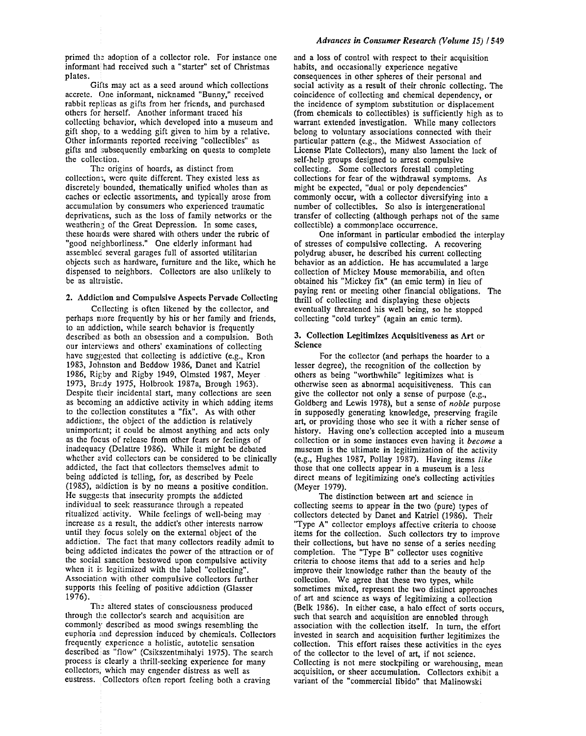primed the adoption of a collector role. For instance one informant had received such a "starter" set of Christmas plates.

Gifts may act as a seed around which collections accrete. One informant, nicknamed "Bunny," received rabbit replicas as gifts from her friends, and purchased others for herself. Another informant traced his collecting behavior, which developed into a museum and gift shop, to a wedding gift given to him by a relative. Other informants reported receiving "collectibles" as gifts and subsequently embarking on quests to complete the collection.

The origins of hoards, as distinct from collections, were quite different. They existed less as discretely bounded, thematically unified wholes than as caches or eclectic assortments, and typically arose from accumulation by consumers who experienced traumatic deprivations, such as the loss of family networks or the weathering of the Great Depression. In some cases, these hoards were shared with others under the rubric of "good neighborliness." One elderly informant had assembled several garages full of assorted utilitarian objects such as hardware, furniture and the like, which he dispensed to neighbors. Collectors are also unlikely to be as altruistic.

## 2. Addiction and Compulsive Aspects Pervade Collecting

Collecting is often likened by the collector, and perhaps more frequently by his or her family and friends, to an addiction, while search behavior is frequently described as both an obsession and a compulsion. Both our interviews and others' examinations of collecting have suggested that collecting is addictive (e.g., Kron 1983, Johnston and Beddow 1986, Danet and Katriel 1986, Rigby and Rigby 1949, Olmsted 1987, Meyer 1973, Brady 1975, Holbrook 1987a, Brough 1963). Despite their incidental start, many collections are seen as becoming an addictive activity in which adding items to the collection constitutes a "fix". As with other addictions, the object of the addiction is relatively unimportant; it could be almost anything and acts only as the focus of release from other fears or feelings of inadequacy (Delattre 1986). While it might be debated whether avid collectors can be considered to be clinically addicted, the fact that collectors themselves admit to being addicted is telling, for, as described by Peele (1985), addiction is by no means a positive condition. He suggests that insecurity prompts the addicted individual to seek reassurance through a repeated ritualized activity. While feelings of well-being may increase as a result, the addict's other interests narrow until they focus solely on the external object of the addiction. The fact that many collectors readily admit to being addicted indicates the power of the attraction or of the social sanction bestowed upon compulsive activity when it is legitimized with the label "collecting". Association with other compulsive collectors further supports this feeling of positive addiction (Glasser 1976).

The altered states of consciousness produced through the collector's search and acquisition are commonly described as mood swings resembling the euphoria and depression induced by chemicals. Collectors frequently experience a holistic, autotelic sensation described as "flow" (Csikszentmihalyi 1975). The search process is clearly a thrill-seeking experience for many collectors, which may engender distress as well as eustress. Collectors often report feeling both a craving and a loss of control with respect to their acquisition habits, and occasionally experience negative consequences in other spheres of their personal and social activity as a result of their chronic collecting. The coincidence of collecting and chemical dependency, or the incidence of symptom substitution or displacement (from chemicals to collectibles) is sufficiently high as to warrant extended investigation. While many collectors belong to voluntary associations connected with their particular pattern (e.g., the Midwest Association of License Plate Collectors), many also lament the lack of self-help groups designed to arrest compulsive collecting. Some collectors forestall completing collections for fear of the withdrawal symptoms. As might be expected, "dual or poly dependencies" commonly occur, with a collector diversifying into a number of collectibles. So also is intergenerational transfer of collecting (although perhaps not of the same collectible) a commonplace occurrence.

One informant in particular embodied the interplay of stresses of compulsive collecting. A recovering polydrug abuser, he described his current collecting behavior as an addiction. He has accumulated a large collection of Mickey Mouse memorabilia, and often obtained his "Mickey fix" (an emic term) in lieu of paying rent or meeting other financial obligations. The thrill of collecting and displaying these objects eventually threatened his well being, so he stopped collecting "cold turkey" (again an emic term).

## 3. Collection Legitimizes Acquisitiveness as Art or Science

For the collector (and perhaps the hoarder to a lesser degree), the recognition of the collection by others as being "worthwhile" legitimizes what is otherwise seen as abnormal acquisitiveness. This can give the collector not only a sense of purpose (e.g., Goldberg and Lewis 1978), but a sense of *noble* purpose in supposedly generating knowledge, preserving fragile art, or providing those who see it with a richer sense of history. Having one's collection accepted into a museum collection or in some instances even having it *become* a museum is the ultimate in legitimization of the activity (e.g., Hughes 1987, Pollay 1987). Having items *like* those that one collects appear in a museum is a less direct means of legitimizing one's collecting activities (Meyer 1979).

The distinction between art and science in collecting seems to appear in the two (pure) types of collectors detected by Danet and Katriel (1986). Their "Type A" collector employs affective criteria to choose items for the collection. Such collectors try to improve their collections, but have no sense of a series needing completion. The "Type B" collector uses cognitive criteria to choose items that add to a series and help improve their knowledge rather than the beauty of the collection. We agree that these two types, while sometimes mixed, represent the two distinct approaches of art and science as ways of legitimizing a collection (Belk 1986). In either case, a halo effect of sorts occurs, such that search and acquisition are ennobled through association with the collection itself. In turn, the effort invested in search and acquisition further legitimizes the collection. This effort raises these activities in the eyes of the collector to the level of art, if not science. Collecting is not mere stockpiling or warehousing, mean acquisition, or sheer accumulation. Collectors exhibit a variant of the "commercial libido" that Malinowski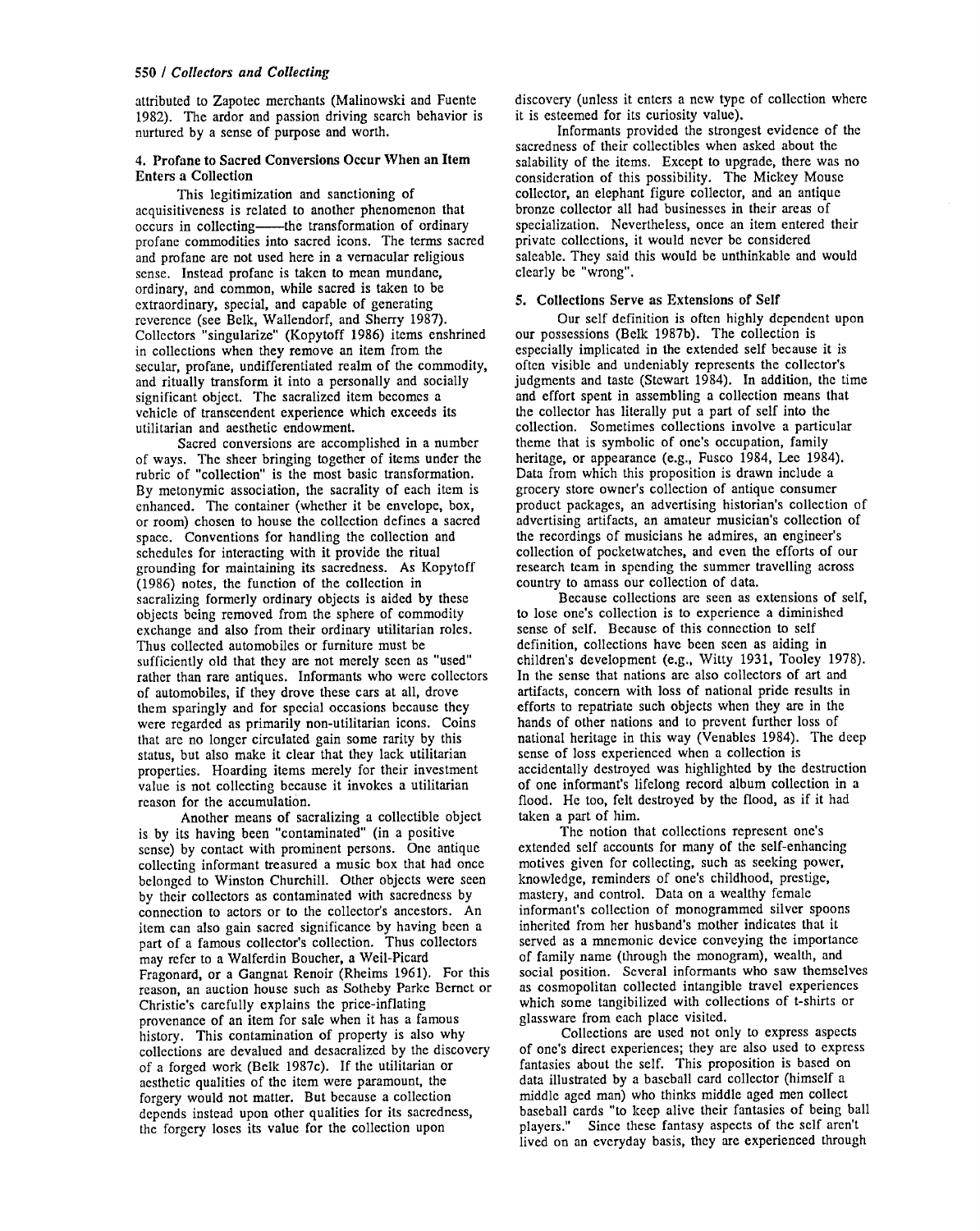attributed to Zapotec merchants (Malinowski and Fuente 1982). The ardor and passion driving search behavior is nurtured by a sense of purpose and worth.

### 4. Profane to Sacred Conversions Occur When an Item Enters a Collection

This legitimization and sanctioning of acquisitiveness is related to another phenomenon that occurs in collecting——the transformation of ordinary profane commodities into sacred icons. The terms sacred and profane are not used here in a vernacular religious sense. Instead profane is taken to mean mundane, ordinary, and common, while sacred is taken to be extraordinary, special, and capable of generating reverence (see Belk, Wallendorf, and Sherry 1987). Collectors "singularize" (Kopytoff 1986) items enshrined in collections when they remove an item from the secular, profane, undifferentiated realm of the commodity, and ritually transform it into a personally and socially significant object. The sacralized item becomes a vehicle of transcendent experience which exceeds its utilitarian and aesthetic endowment.

Sacred conversions are accomplished in a number of ways. The sheer bringing together of items under the rubric of "collection" is the most basic transformation. By metonymic association, the sacrality of each item is enhanced. The container (whether it be envelope, box, or room) chosen to house the collection defines a sacred space. Conventions for handling the collection and schedules for interacting with it provide the ritual grounding for maintaining its sacredness. As Kopytoff (1986) notes, the function of the collection in sacralizing formerly ordinary objects is aided by these objects being removed from the sphere of commodity exchange and also from their ordinary utilitarian roles. Thus collected automobiles or furniture must be sufficiently old that they are not merely seen as "used" rather than rare antiques. Informants who were collectors of automobiles, if they drove these cars at all, drove them sparingly and for special occasions because they were regarded as primarily non-utilitarian icons. Coins that are no longer circulated gain some rarity by this status, but also make it clear that they lack utilitarian properties. Hoarding items merely for their investment value is not collecting because it invokes a utilitarian reason for the accumulation.

Another means of sacralizing a collectible object is by its having been "contaminated" (in a positive sense) by contact with prominent persons. One antique collecting informant treasured a music box that had once belonged to Winston Churchill. Other objects were seen by their collectors as contaminated with sacredness by connection to actors or to the collector's ancestors. An item can also gain sacred significance by having been a part of a famous collector's collection. Thus collectors may refer to a Walferdin Boucher, a Weil-Picard Fragonard, or a Gangnat Renoir (Rheims 1961). For this reason, an auction house such as Sotheby Parke Bernet or Christie's carefully explains the price-inflating provenance of an item for sale when it has a famous history. This contamination of property is also why collections are devalued and desacralized by the discovery of a forged work (Belk 1987c). If the utilitarian or aesthetic qualities of the item were paramount, the forgery would not matter. But because a collection depends instead upon other qualities for its sacredness, the forgery loses its value for the collection upon discovery (unless it enters a new type of collection where it is esteemed for its curiosity value).

Informants provided the strongest evidence of the sacredness of their collectibles when asked about the salability of the items. Except to upgrade, there was no consideration of this possibility. The Mickey Mouse collector, an elephant figure collector, and an antique bronze collector all had businesses in their areas of specialization. Nevertheless, once an item entered their private collections, it would never be considered saleable. They said this would be unthinkable and would clearly be "wrong".

### 5. Collections Serve as Extensions of Self

Our self definition is often highly dependent upon our possessions (Belk 1987b). The collection is especially implicated in the extended self because it is often visible and undeniably represents the collector's judgments and taste (Stewart 1984). In addition, the time and effort spent in assembling a collection means that the collector has literally put a part of self into the collection. Sometimes collections involve a particular theme that is symbolic of one's occupation, family heritage, or appearance (e.g., Fusco 1984, Lee 1984). Data from which this proposition is drawn include a grocery store owner's collection of antique consumer product packages, an advertising historian's collection of advertising artifacts, an amateur musician's collection of the recordings of musicians he admires, an engineer's collection of pocketwatches, and even the efforts of our research team in spending the summer travelling across country to amass our collection of data.

Because collections are seen as extensions of self, to lose one's collection is to experience a diminished sense of self. Because of this connection to self definition, collections have been seen as aiding in children's development (e.g., Witty 1931, Tooley 1978). In the sense that nations are also collectors of art and artifacts, concern with loss of national pride results in efforts to repatriate such objects when they are in the hands of other nations and to prevent further loss of national heritage in this way (Venables 1984). The deep sense of loss experienced when a collection is accidentally destroyed was highlighted by the destruction of one informant's lifelong record album collection in a flood. He too, felt destroyed by the flood, as if it had taken a part of him.

The notion that collections represent one's extended self accounts for many of the self-enhancing motives given for collecting, such as seeking power, knowledge, reminders of one's childhood, prestige, mastery, and control. Data on a wealthy female informant's collection of monogrammed silver spoons inherited from her husband's mother indicates that it served as a mnemonic device conveying the importance of family name (through the monogram), wealth, and social position. Several informants who saw themselves as cosmopolitan collected intangible travel experiences which some tangibilized with collections of t-shirts or glassware from each place visited.

Collections are used not only to express aspects of one's direct experiences; they are also used to express fantasies about the self. This proposition is based on data illustrated by a baseball card collector (himself a middle aged man) who thinks middle aged men collect baseball cards "to keep alive their fantasies of being ball players." Since these fantasy aspects of the self aren't lived on an everyday basis, they are experienced through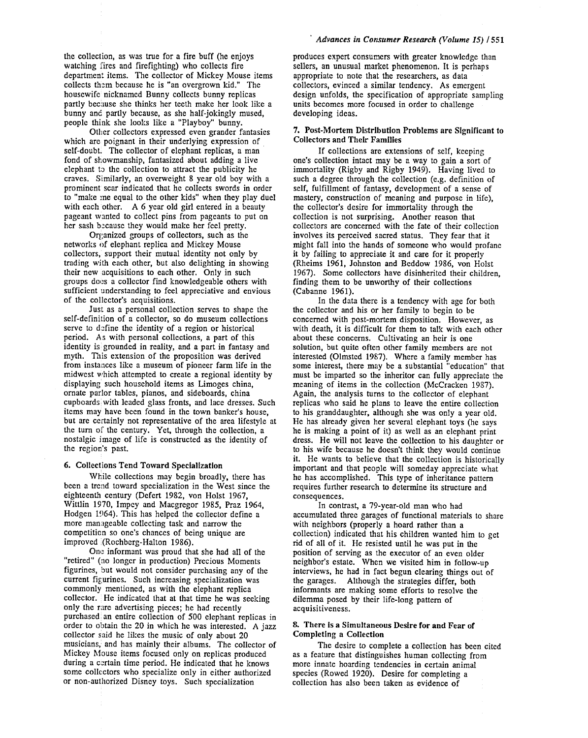the collection, as was true for a fire buff (he enjoys watching fires and firefighting) who collects fire department items. The collector of Mickey Mouse items collects them because he is "an overgrown kid." The housewife nicknamed Bunny collects bunny replicas partly because she thinks her teeth make her look like a bunny and partly because, as she half-jokingly mused, people think she looks like a "Playboy" bunny.

Other collectors expressed even grander fantasies which are poignant in their underlying expression of self-doubt. The collector of elephant replicas, a man fond of showmanship, fantasized about adding a live elephant to the collection to attract the publicity he craves. Similarly, an overweight 8 year old boy with a prominent scar indicated that he collects swords in order to "make me equal to the other kids" when they play duel with each other. A 6 year old girl entered in a beauty pageant wanted to collect pins from pageants to put on her sash because they would make her feel pretty.

Organized groups of collectors, such as the networks of elephant replica and Mickey Mouse collectors, support their mutual identity not only by trading with each other, but also delighting in showing their new acquisitions to each other. Only in such groups does a collector find knowledgeable others with sufficient understanding to feel appreciative and envious of the collector's acquisitions.

Just as a personal collection serves to shape the self-definition of a collector, so do museum collections serve to define the identity of a region or historical period. As with personal collections, a part of this identity is grounded in reality, and a part in fantasy and myth. This extension of the proposition was derived from instances like a museum of pioneer farm life in the midwest which attempted to create a regional identity by displaying such household items as Limoges china, ornate parlor tables, pianos, and sideboards, china cupboards with leaded glass fronts, and lace dresses. Such items may have been found in the town banker's house, but are certainly not representative of the area lifestyle at the turn of the century. Yet, through the collection, a nostalgic image of life is constructed as the identity of the region's past.

### 6. Collections Tend Toward Specialization

While collections may begin broadly, there has been a trend toward specialization in the West since the eighteenth century (Defert 1982, von Holst 1967, Wittlin 1970, Impey and Macgregor 1985, Praz 1964, Hodgen 1964). This has helped the collector define a more manageable collecting task and narrow the competition so one's chances of being unique are improved (Rochberg-Halton 1986).

One informant was proud that she had all of the "retired" (no longer in production) Precious Moments figurines, but would not consider purchasing any of the current figurines. Such increasing specialization was commonly mentioned, as with the elephant replica collector. He indicated that at that time he was seeking only the rare advertising pieces; he had recently purchased an entire collection of 500 elephant replicas in order to obtain the 20 in which he was interested. A jazz collector said he likes the music of only about 20 musicians, and has mainly their albums. The collector of Mickey Mouse items focused only on replicas produced during a certain time period. He indicated that he knows some collectors who specialize only in either authorized or non-authorized Disney toys. Such specialization produces expert consumers with greater knowledge than sellers, an unusual market phenomenon. It is perhaps appropriate to note that the researchers, as data collectors, evinced a similar tendency. As emergent design unfolds, the specification of appropriate sampling units becomes more focused in order to challenge developing ideas.

### 7. Post-Mortem Distribution Problems are Significant to Collectors and Their Families

If collections are extensions of self, keeping one's collection intact may be a way to gain a sort of immortality (Rigby and Rigby 1949). Having lived to such a degree through the collection (e.g. definition of self, fulfillment of fantasy, development of a sense of mastery, construction of meaning and purpose in life), the collector's desire for immortality through the collection is not surprising. Another reason that collectors are concerned with the fate of their collection involves its perceived sacred status. They fear that it might fall into the hands of someone who would profane it by failing to appreciate it and care for it properly (Rheims 1961, Johnston and Beddow 1986, von Holst 1967). Some collectors have disinherited their children, finding them to be unworthy of their collections (Cabanne 1961).

In the data there is a tendency with age for both the collector and his or her family to begin to be concerned with post-mortem disposition. However, as with death, it is difficult for them to talk with each other about these concerns. Cultivating an heir is one solution, but quite often other family members are not interested (Olmsted 1987). Where a family member has some interest, there may be a substantial "education" that must be imparted so the inheritor can fully appreciate the meaning of items in the collection (McCracken 1987). Again, the analysis turns to the collector of elephant replicas who said he plans to leave the entire collection to his granddaughter, although she was only a year old. He has already given her several elephant toys (he says he is making a point of it) as well as an elephant print dress. He will not leave the collection to his daughter or to his wife because he doesn't think they would continue it. He wants to believe that the collection is historically important and that people will someday appreciate what he has accomplished. This type of inheritance pattern requires further research to determine its structure and consequences.

In contrast, a 79-year-old man who had accumulated three garages of functional materials to share with neighbors (properly a hoard rather than a collection) indicated that his children wanted him to get rid of all of it. He resisted until he was put in the position of serving as the executor of an even older neighbor's estate. When we visited him in follow-up interviews, he had in fact begun clearing things out of the garages. Although the strategies differ, both informants are making some efforts to resolve the dilemma posed by their life-long pattern of acquisitiveness.

### 8. There is a Simultaneous Desire for and Fear of Completing a Collection

The desire to complete a collection has been cited as a feature that distinguishes human collecting from more innate hoarding tendencies in certain animal species (Rowed 1920). Desire for completing a collection has also been taken as evidence of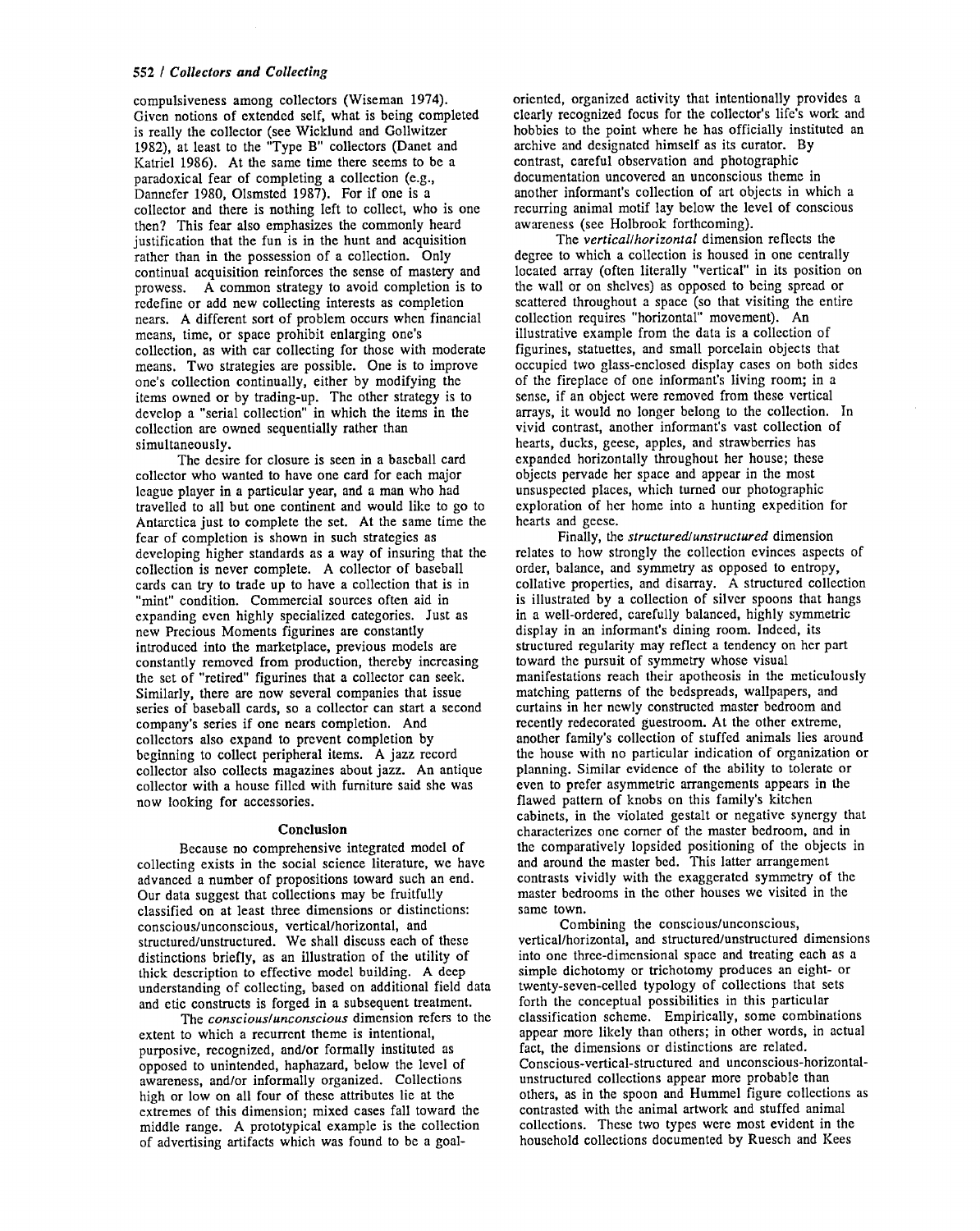compulsiveness among collectors (Wiseman 1974). Given notions of extended self, what is being completed is really the collector (see Wicklund and Gollwitzer 1982), at least to the "Type B" collectors (Danet and Katriel 1986). At the same time there seems to be a paradoxical fear of completing a collection (e.g., Dannefer 1980, Olmsted 1987). For if one is a collector and there is nothing left to collect, who is one then? This fear also emphasizes the commonly heard justification that the fun is in the hunt and acquisition rather than in the possession of a collection. Only continual acquisition reinforces the sense of mastery and prowess. A common strategy to avoid completion is to redefine or add new collecting interests as completion nears. A different sort of problem occurs when financial means, time, or space prohibit enlarging one's collection, as with car collecting for those with moderate means. Two strategies are possible. One is to improve one's collection continually, either by modifying the items owned or by trading-up. The other strategy is to develop a "serial collection" in which the items in the collection are owned sequentially rather than simultaneously.

The desire for closure is seen in a baseball card collector who wanted to have one card for each major league player in a particular year, and a man who had travelled to all but one continent and would like to go to Antarctica just to complete the set. At the same time the fear of completion is shown in such strategies as developing higher standards as a way of insuring that the collection is never complete. A collector of baseball cards can try to trade up to have a collection that is in "mint" condition. Commercial sources often aid in expanding even highly specialized categories. Just as new Precious Moments figurines are constantly introduced into the marketplace, previous models are constantly removed from production, thereby increasing the set of "retired" figurines that a collector can seek. Similarly, there are now several companies that issue series of baseball cards, so a collector can start a second company's series if one nears completion. And collectors also expand to prevent completion by beginning to collect peripheral items. A jazz record collector also collects magazines about jazz. An antique collector with a house filled with furniture said she was now looking for accessories.

## Conclusion

Because no comprehensive integrated model of collecting exists in the social science literature, we have advanced a number of propositions toward such an end. Our data suggest that collections may be fruitfully classified on at least three dimensions or distinctions: conscious/unconscious, vertical/horizontal, and structured/unstructured. We shall discuss each of these distinctions briefly, as an illustration of the utility of thick description to effective model building. A deep understanding of collecting, based on additional field data and etic constructs is forged in a subsequent treatment.

The *conscious/unconscious* dimension refers to the extent to which a recurrent theme is intentional, purposive, recognized, and/or formally instituted as opposed to unintended, haphazard, below the level of awareness, and/or informally organized. Collections high or low on all four of these attributes lie at the extremes of this dimension; mixed cases fall toward the middle range. A prototypical example is the collection of advertising artifacts which was found to be a goal-oriented, organized activity that intentionally provides a clearly recognized focus for the collector's life's work and hobbies to the point where he has officially instituted an archive and designated himself as its curator. By contrast, careful observation and photographic documentation uncovered an unconscious theme in another informant's collection of art objects in which a recurring animal motif lay below the level of conscious awareness (see Holbrook forthcoming).

The *vertical/horizontal* dimension reflects the degree to which a collection is housed in one centrally located array (often literally "vertical" in its position on the wall or on shelves) as opposed to being spread or scattered throughout a space (so that visiting the entire collection requires "horizontal" movement). An illustrative example from the data is a collection of figurines, statuettes, and small porcelain objects that occupied two glass-enclosed display cases on both sides of the fireplace of one informant's living room; in a sense, if an object were removed from these vertical arrays, it would no longer belong to the collection. In vivid contrast, another informant's vast collection of hearts, ducks, geese, apples, and strawberries has expanded horizontally throughout her house; these objects pervade her space and appear in the most unsuspected places, which turned our photographic exploration of her home into a hunting expedition for hearts and geese.

Finally, the *structured/unstructured* dimension relates to how strongly the collection evinces aspects of order, balance, and symmetry as opposed to entropy, collative properties, and disarray. A structured collection is illustrated by a collection of silver spoons that hangs in a well-ordered, carefully balanced, highly symmetric display in an informant's dining room. Indeed, its structured regularity may reflect a tendency on her part toward the pursuit of symmetry whose visual manifestations reach their apotheosis in the meticulously matching patterns of the bedspreads, wallpapers, and curtains in her newly constructed master bedroom and recently redecorated guestroom. At the other extreme, another family's collection of stuffed animals lies around the house with no particular indication of organization or planning. Similar evidence of the ability to tolerate or even to prefer asymmetric arrangements appears in the flawed pattern of knobs on this family's kitchen cabinets, in the violated gestalt or negative synergy that characterizes one corner of the master bedroom, and in the comparatively lopsided positioning of the objects in and around the master bed. This latter arrangement contrasts vividly with the exaggerated symmetry of the master bedrooms in the other houses we visited in the same town.

Combining the conscious/unconscious, vertical/horizontal, and structured/unstructured dimensions into one three-dimensional space and treating each as a simple dichotomy or trichotomy produces an eight- or twenty-seven-celled typology of collections that sets forth the conceptual possibilities in this particular classification scheme. Empirically, some combinations appear more likely than others; in other words, in actual fact, the dimensions or distinctions are related. Conscious-vertical-structured and unconscious-horizontal-unstructured collections appear more probable than others, as in the spoon and Hummel figure collections as contrasted with the animal artwork and stuffed animal collections. These two types were most evident in the household collections documented by Ruesch and Kees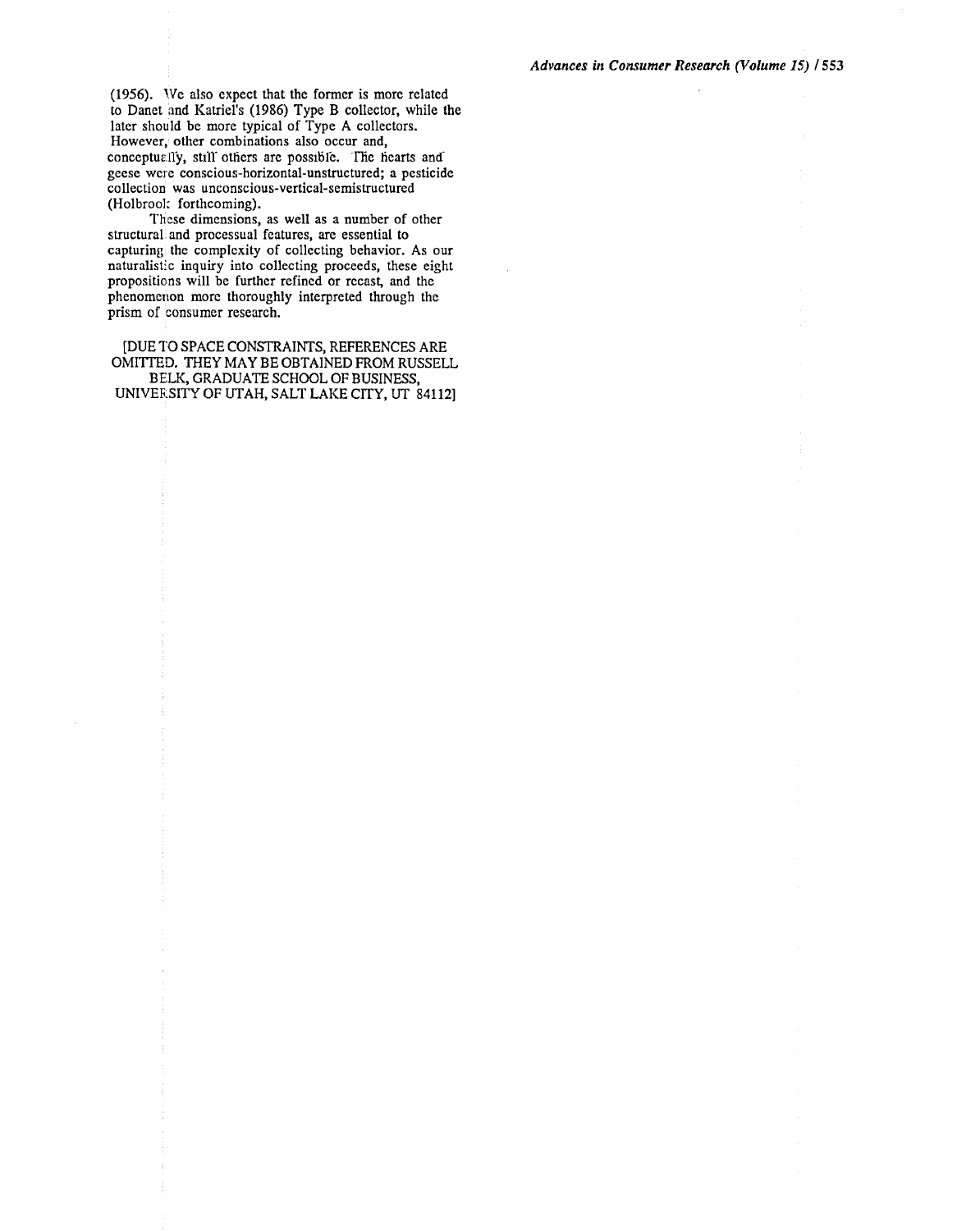(1956). We also expect that the former is more related to Danet and Katriel's (1986) Type B collector, while the later should be more typical of Type A collectors. However, other combinations also occur and, conceptually, still others are possible. The hearts and geese were conscious-horizontal-unstructured; a pesticide collection was unconscious-vertical-semistructured (Holbrook forthcoming).

These dimensions, as well as a number of other structural and processual features, are essential to capturing the complexity of collecting behavior. As our naturalistic inquiry into collecting proceeds, these eight propositions will be further refined or recast, and the phenomenon more thoroughly interpreted through the prism of consumer research.

[DUE TO SPACE CONSTRAINTS, REFERENCES ARE OMITTED. THEY MAY BE OBTAINED FROM RUSSELL BELK, GRADUATE SCHOOL OF BUSINESS, UNIVERSITY OF UTAH, SALT LAKE CITY, UT 84112]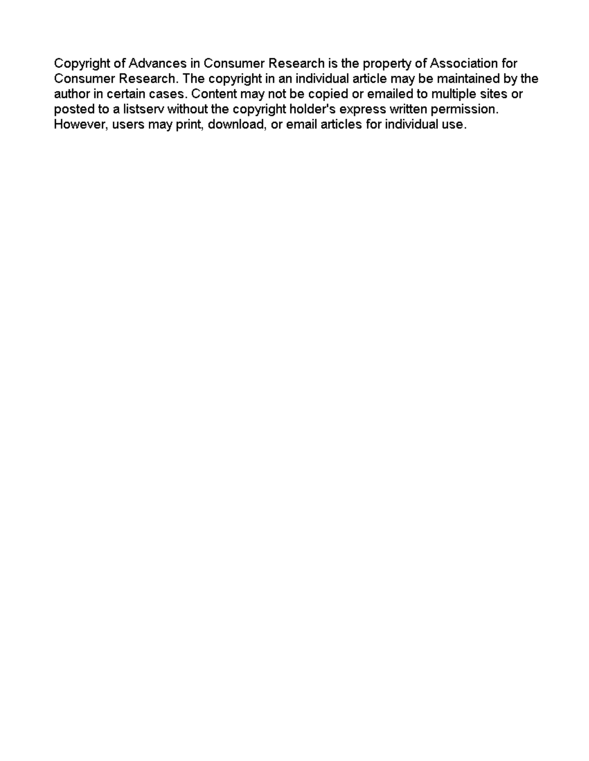Copyright of Advances in Consumer Research is the property of Association for Consumer Research. The copyright in an individual article may be maintained by the author in certain cases. Content may not be copied or emailed to multiple sites or posted to a listserv without the copyright holder's express written permission. However, users may print, download, or email articles for individual use.